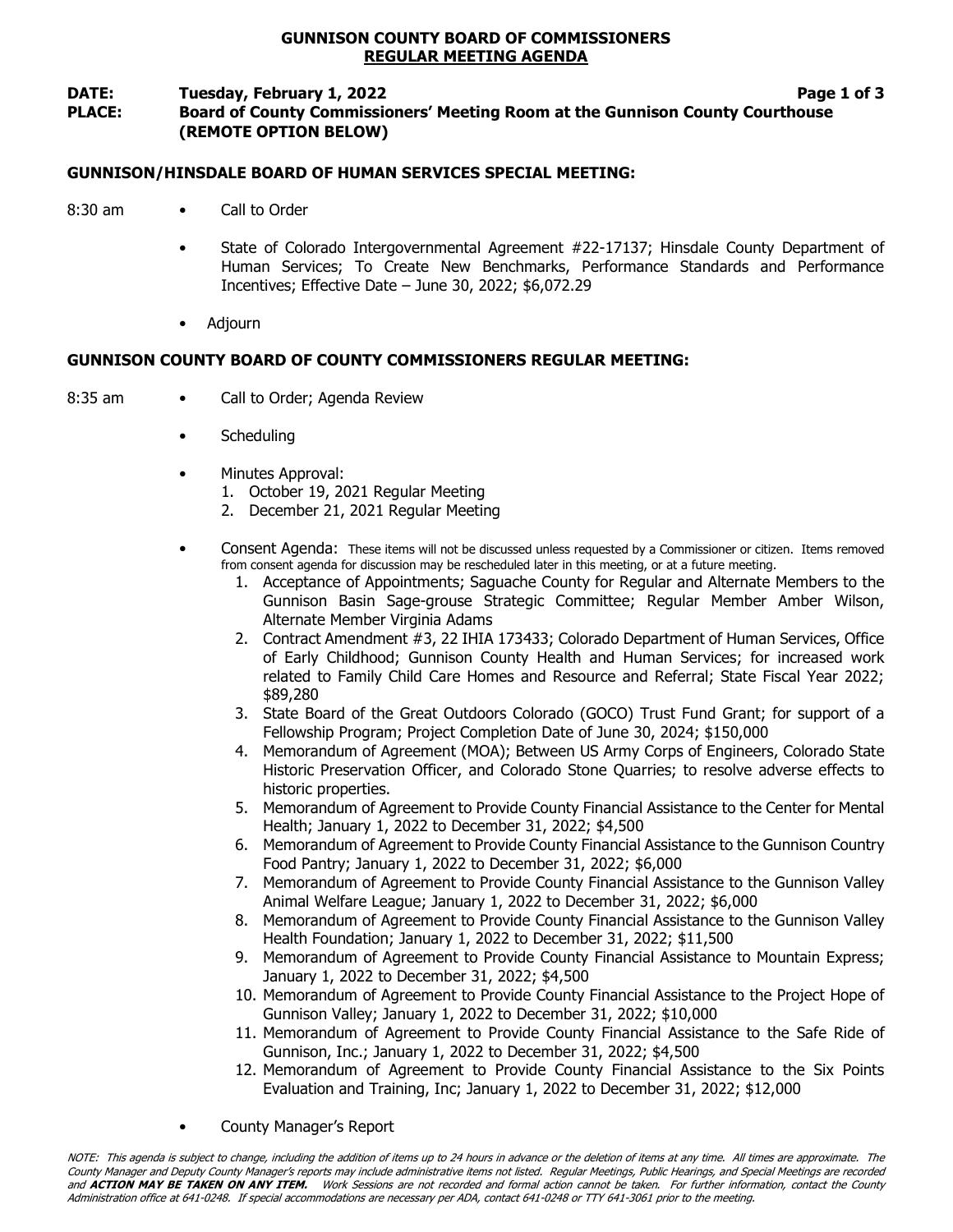# GUNNISON COUNTY BOARD OF COMMISSIONERS
## REGULAR MEETING AGENDA

**DATE:** **Tuesday, February 1, 2022**

**PLACE:** **Board of County Commissioners' Meeting Room at the Gunnison County Courthouse (REMOTE OPTION BELOW)**

### GUNNISON/HINSDALE BOARD OF HUMAN SERVICES SPECIAL MEETING:

8:30 am

- Call to Order
- State of Colorado Intergovernmental Agreement #22-17137; Hinsdale County Department of Human Services; To Create New Benchmarks, Performance Standards and Performance Incentives; Effective Date – June 30, 2022; $6,072.29
- Adjourn

### GUNNISON COUNTY BOARD OF COUNTY COMMISSIONERS REGULAR MEETING:

8:35 am

- Call to Order; Agenda Review
- Scheduling
- Minutes Approval:
  1. October 19, 2021 Regular Meeting
  2. December 21, 2021 Regular Meeting
- Consent Agenda: These items will not be discussed unless requested by a Commissioner or citizen. Items removed from consent agenda for discussion may be rescheduled later in this meeting, or at a future meeting.
  1. Acceptance of Appointments; Saguache County for Regular and Alternate Members to the Gunnison Basin Sage-grouse Strategic Committee; Regular Member Amber Wilson, Alternate Member Virginia Adams
  2. Contract Amendment #3, 22 IHIA 173433; Colorado Department of Human Services, Office of Early Childhood; Gunnison County Health and Human Services; for increased work related to Family Child Care Homes and Resource and Referral; State Fiscal Year 2022; $89,280
  3. State Board of the Great Outdoors Colorado (GOCO) Trust Fund Grant; for support of a Fellowship Program; Project Completion Date of June 30, 2024; $150,000
  4. Memorandum of Agreement (MOA); Between US Army Corps of Engineers, Colorado State Historic Preservation Officer, and Colorado Stone Quarries; to resolve adverse effects to historic properties.
  5. Memorandum of Agreement to Provide County Financial Assistance to the Center for Mental Health; January 1, 2022 to December 31, 2022; $4,500
  6. Memorandum of Agreement to Provide County Financial Assistance to the Gunnison Country Food Pantry; January 1, 2022 to December 31, 2022; $6,000
  7. Memorandum of Agreement to Provide County Financial Assistance to the Gunnison Valley Animal Welfare League; January 1, 2022 to December 31, 2022; $6,000
  8. Memorandum of Agreement to Provide County Financial Assistance to the Gunnison Valley Health Foundation; January 1, 2022 to December 31, 2022; $11,500
  9. Memorandum of Agreement to Provide County Financial Assistance to Mountain Express; January 1, 2022 to December 31, 2022; $4,500
  10. Memorandum of Agreement to Provide County Financial Assistance to the Project Hope of Gunnison Valley; January 1, 2022 to December 31, 2022; $10,000
  11. Memorandum of Agreement to Provide County Financial Assistance to the Safe Ride of Gunnison, Inc.; January 1, 2022 to December 31, 2022; $4,500
  12. Memorandum of Agreement to Provide County Financial Assistance to the Six Points Evaluation and Training, Inc; January 1, 2022 to December 31, 2022; $12,000
- County Manager's Report

*NOTE: This agenda is subject to change, including the addition of items up to 24 hours in advance or the deletion of items at any time. All times are approximate. The County Manager and Deputy County Manager's reports may include administrative items not listed. Regular Meetings, Public Hearings, and Special Meetings are recorded and* ***ACTION MAY BE TAKEN ON ANY ITEM.*** *Work Sessions are not recorded and formal action cannot be taken. For further information, contact the County Administration office at 641-0248. If special accommodations are necessary per ADA, contact 641-0248 or TTY 641-3061 prior to the meeting.*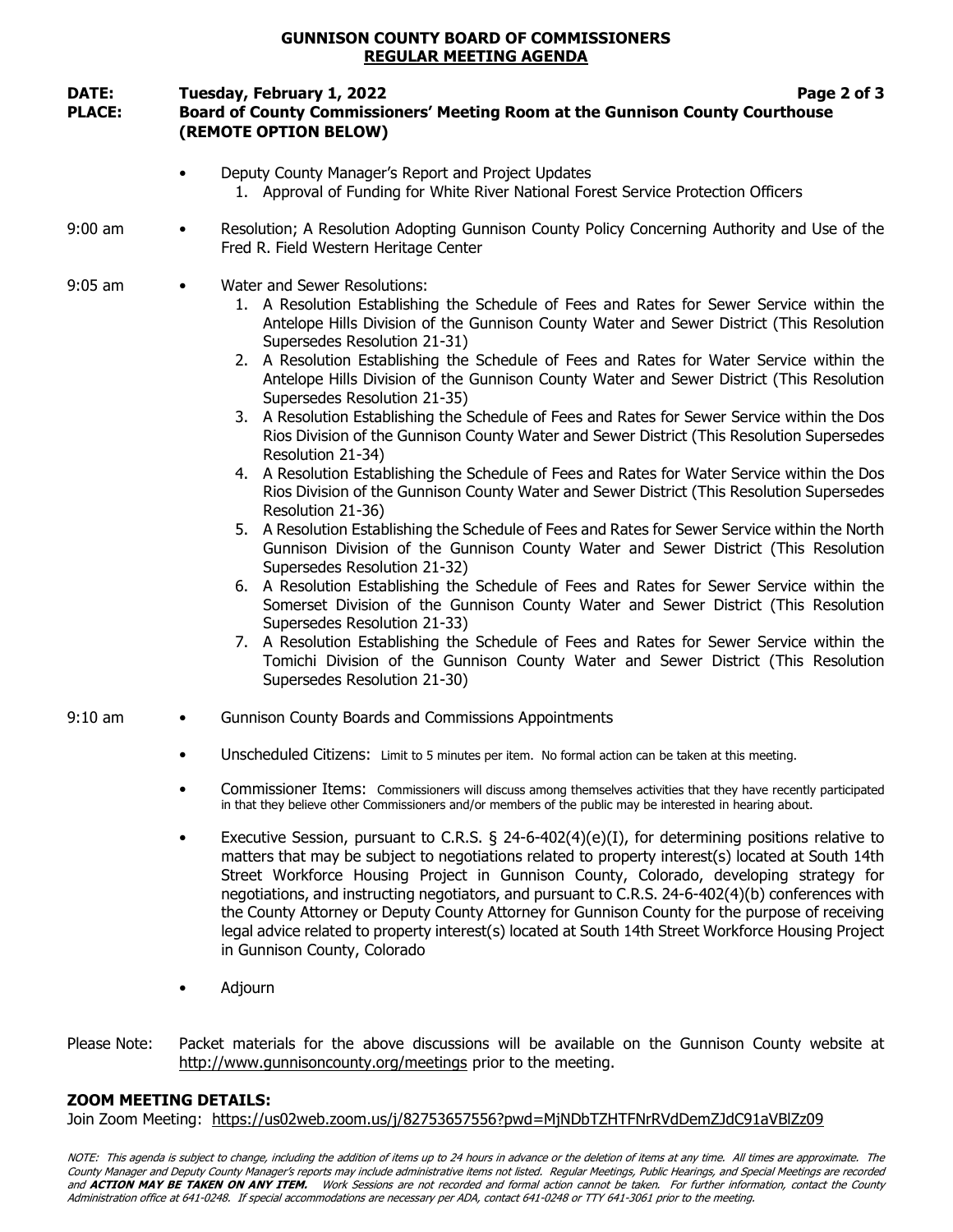**GUNNISON COUNTY BOARD OF COMMISSIONERS**
**REGULAR MEETING AGENDA**

**DATE:** **Tuesday, February 1, 2022**
**PLACE:** **Board of County Commissioners' Meeting Room at the Gunnison County Courthouse (REMOTE OPTION BELOW)**

- Deputy County Manager's Report and Project Updates
  1. Approval of Funding for White River National Forest Service Protection Officers

9:00 am
- Resolution; A Resolution Adopting Gunnison County Policy Concerning Authority and Use of the Fred R. Field Western Heritage Center

9:05 am
- Water and Sewer Resolutions:
  1. A Resolution Establishing the Schedule of Fees and Rates for Sewer Service within the Antelope Hills Division of the Gunnison County Water and Sewer District (This Resolution Supersedes Resolution 21-31)
  2. A Resolution Establishing the Schedule of Fees and Rates for Water Service within the Antelope Hills Division of the Gunnison County Water and Sewer District (This Resolution Supersedes Resolution 21-35)
  3. A Resolution Establishing the Schedule of Fees and Rates for Sewer Service within the Dos Rios Division of the Gunnison County Water and Sewer District (This Resolution Supersedes Resolution 21-34)
  4. A Resolution Establishing the Schedule of Fees and Rates for Water Service within the Dos Rios Division of the Gunnison County Water and Sewer District (This Resolution Supersedes Resolution 21-36)
  5. A Resolution Establishing the Schedule of Fees and Rates for Sewer Service within the North Gunnison Division of the Gunnison County Water and Sewer District (This Resolution Supersedes Resolution 21-32)
  6. A Resolution Establishing the Schedule of Fees and Rates for Sewer Service within the Somerset Division of the Gunnison County Water and Sewer District (This Resolution Supersedes Resolution 21-33)
  7. A Resolution Establishing the Schedule of Fees and Rates for Sewer Service within the Tomichi Division of the Gunnison County Water and Sewer District (This Resolution Supersedes Resolution 21-30)

9:10 am
- Gunnison County Boards and Commissions Appointments
- Unscheduled Citizens: Limit to 5 minutes per item. No formal action can be taken at this meeting.
- Commissioner Items: Commissioners will discuss among themselves activities that they have recently participated in that they believe other Commissioners and/or members of the public may be interested in hearing about.
- Executive Session, pursuant to C.R.S. § 24-6-402(4)(e)(I), for determining positions relative to matters that may be subject to negotiations related to property interest(s) located at South 14th Street Workforce Housing Project in Gunnison County, Colorado, developing strategy for negotiations, and instructing negotiators, and pursuant to C.R.S. 24-6-402(4)(b) conferences with the County Attorney or Deputy County Attorney for Gunnison County for the purpose of receiving legal advice related to property interest(s) located at South 14th Street Workforce Housing Project in Gunnison County, Colorado
- Adjourn

Please Note: Packet materials for the above discussions will be available on the Gunnison County website at http://www.gunnisoncounty.org/meetings prior to the meeting.

**ZOOM MEETING DETAILS:**
Join Zoom Meeting: https://us02web.zoom.us/j/82753657556?pwd=MjNDbTZHTFNrRVdDemZJdC91aVBlZz09

*NOTE: This agenda is subject to change, including the addition of items up to 24 hours in advance or the deletion of items at any time. All times are approximate. The County Manager and Deputy County Manager's reports may include administrative items not listed. Regular Meetings, Public Hearings, and Special Meetings are recorded and* ***ACTION MAY BE TAKEN ON ANY ITEM.*** *Work Sessions are not recorded and formal action cannot be taken. For further information, contact the County Administration office at 641-0248. If special accommodations are necessary per ADA, contact 641-0248 or TTY 641-3061 prior to the meeting.*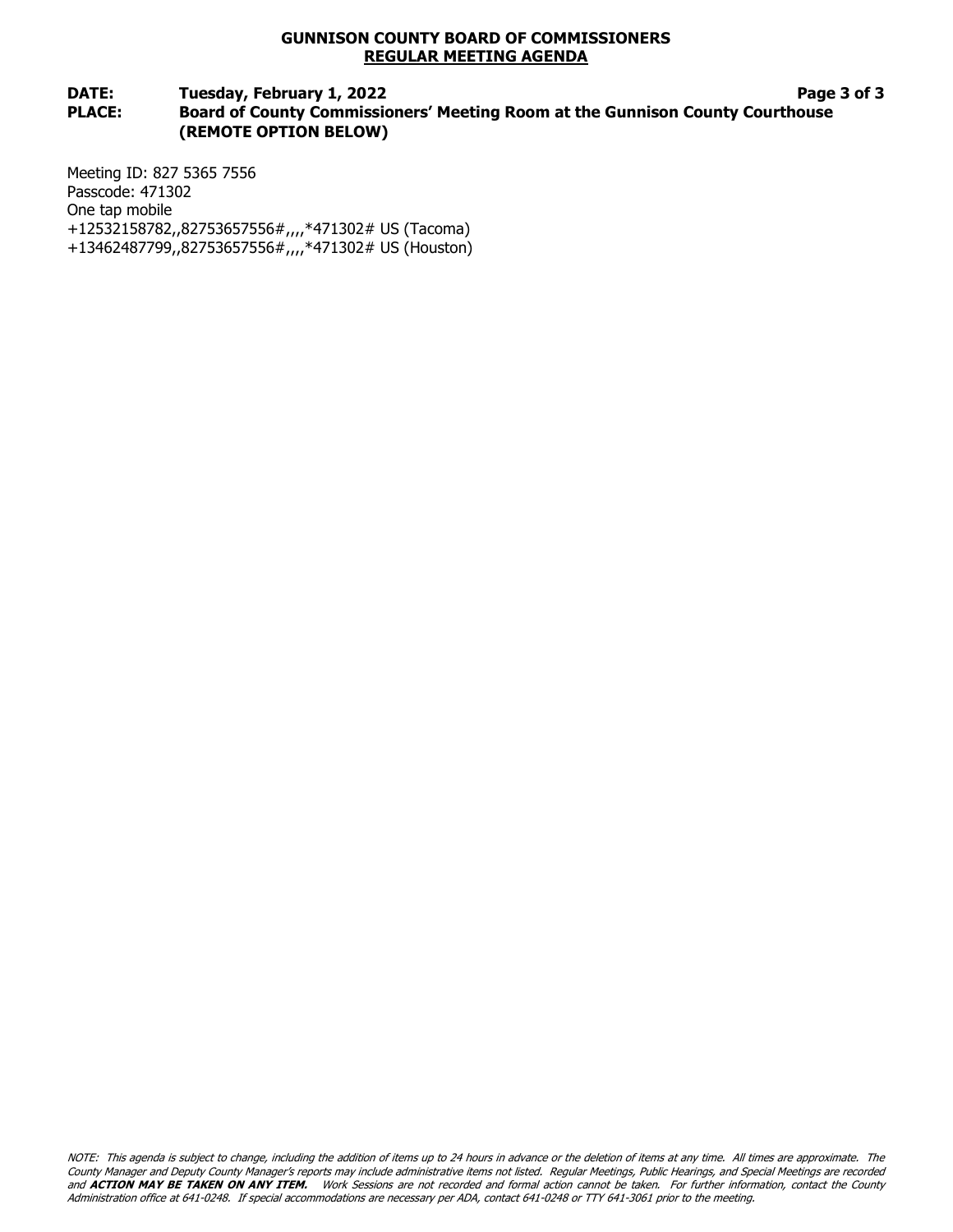**DATE:** Tuesday, February 1, 2022
**PLACE:** Board of County Commissioners' Meeting Room at the Gunnison County Courthouse (REMOTE OPTION BELOW)

Meeting ID: 827 5365 7556
Passcode: 471302
One tap mobile
+12532158782,,82753657556#,,,,*471302# US (Tacoma)
+13462487799,,82753657556#,,,,*471302# US (Houston)

*NOTE: This agenda is subject to change, including the addition of items up to 24 hours in advance or the deletion of items at any time. All times are approximate. The County Manager and Deputy County Manager's reports may include administrative items not listed. Regular Meetings, Public Hearings, and Special Meetings are recorded and* ***ACTION MAY BE TAKEN ON ANY ITEM.*** *Work Sessions are not recorded and formal action cannot be taken. For further information, contact the County Administration office at 641-0248. If special accommodations are necessary per ADA, contact 641-0248 or TTY 641-3061 prior to the meeting.*